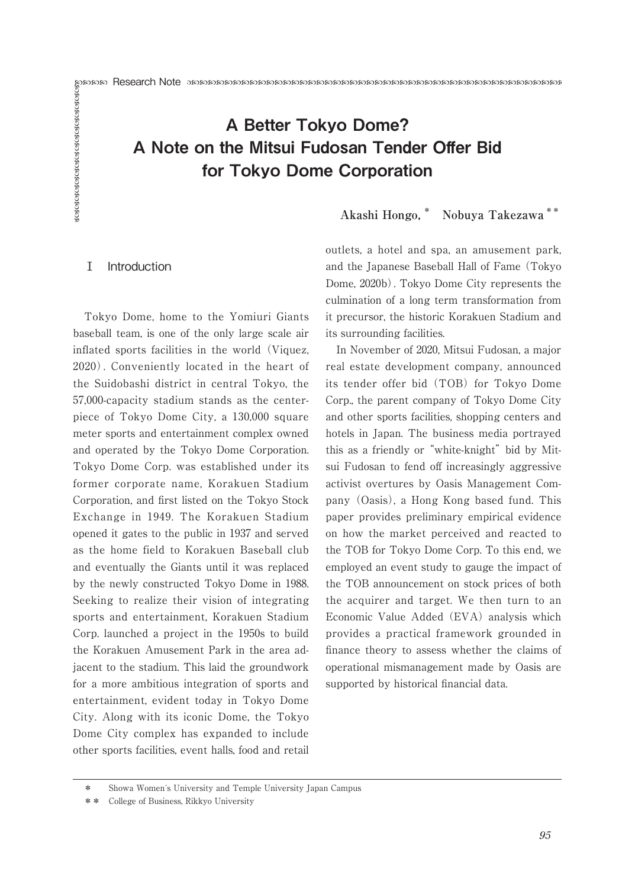Research Note

# A Better Tokyo Dome? A Note on the Mitsui Fudosan Tender Offer Bid for Tokyo Dome Corporation

**Akashi Hongo,[*] Nobuya Takezawa[**]**

## I Introduction

Tokyo Dome, home to the Yomiuri Giants baseball team, is one of the only large scale air inflated sports facilities in the world (Viquez, 2020). Conveniently located in the heart of the Suidobashi district in central Tokyo, the 57,000-capacity stadium stands as the centerpiece of Tokyo Dome City, a 130,000 square meter sports and entertainment complex owned and operated by the Tokyo Dome Corporation. Tokyo Dome Corp. was established under its former corporate name, Korakuen Stadium Corporation, and first listed on the Tokyo Stock Exchange in 1949. The Korakuen Stadium opened it gates to the public in 1937 and served as the home field to Korakuen Baseball club and eventually the Giants until it was replaced by the newly constructed Tokyo Dome in 1988. Seeking to realize their vision of integrating sports and entertainment, Korakuen Stadium Corp. launched a project in the 1950s to build the Korakuen Amusement Park in the area adjacent to the stadium. This laid the groundwork for a more ambitious integration of sports and entertainment, evident today in Tokyo Dome City. Along with its iconic Dome, the Tokyo Dome City complex has expanded to include other sports facilities, event halls, food and retail outlets, a hotel and spa, an amusement park, and the Japanese Baseball Hall of Fame (Tokyo Dome, 2020b). Tokyo Dome City represents the culmination of a long term transformation from it precursor, the historic Korakuen Stadium and its surrounding facilities.

In November of 2020, Mitsui Fudosan, a major real estate development company, announced its tender offer bid (TOB) for Tokyo Dome Corp., the parent company of Tokyo Dome City and other sports facilities, shopping centers and hotels in Japan. The business media portrayed this as a friendly or "white-knight" bid by Mitsui Fudosan to fend off increasingly aggressive activist overtures by Oasis Management Company (Oasis), a Hong Kong based fund. This paper provides preliminary empirical evidence on how the market perceived and reacted to the TOB for Tokyo Dome Corp. To this end, we employed an event study to gauge the impact of the TOB announcement on stock prices of both the acquirer and target. We then turn to an Economic Value Added (EVA) analysis which provides a practical framework grounded in finance theory to assess whether the claims of operational mismanagement made by Oasis are supported by historical financial data.

---

[*] Showa Women's University and Temple University Japan Campus

[**] College of Business, Rikkyo University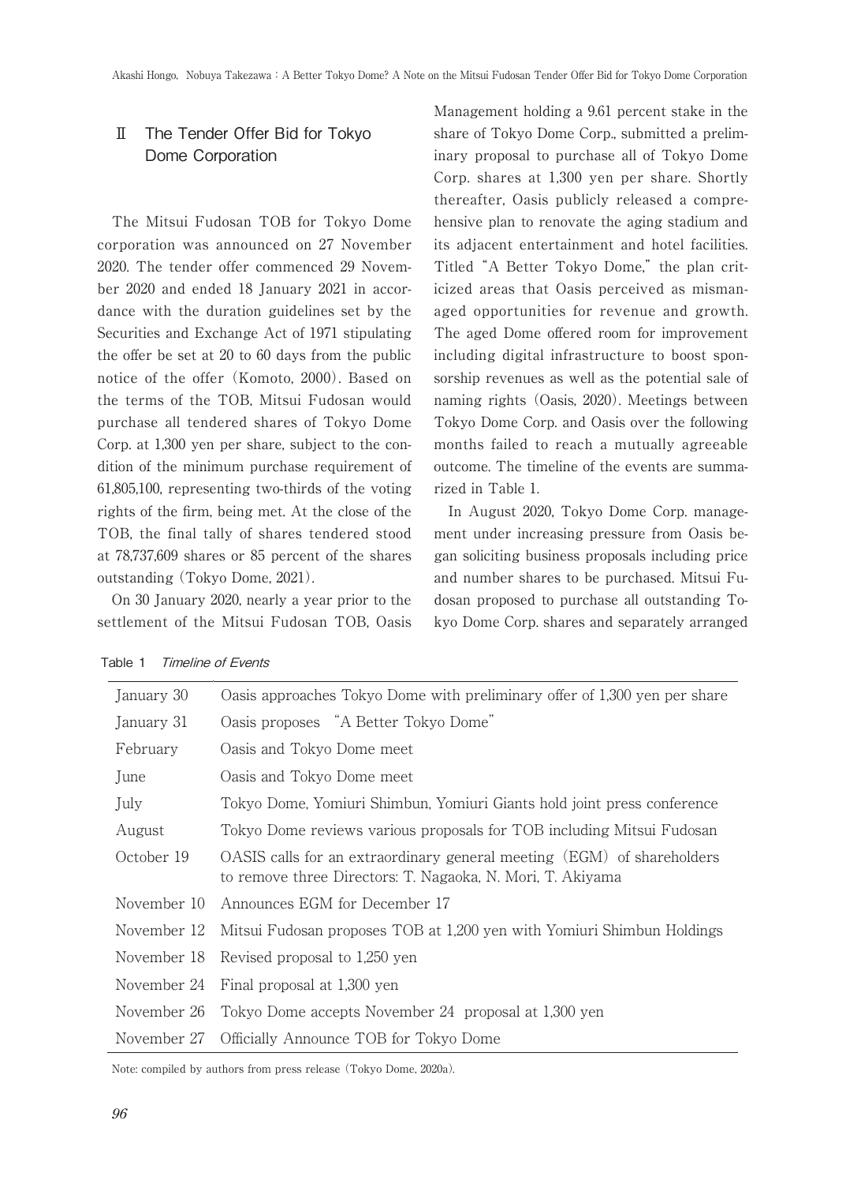## II The Tender Offer Bid for Tokyo Dome Corporation

The Mitsui Fudosan TOB for Tokyo Dome corporation was announced on 27 November 2020. The tender offer commenced 29 November 2020 and ended 18 January 2021 in accordance with the duration guidelines set by the Securities and Exchange Act of 1971 stipulating the offer be set at 20 to 60 days from the public notice of the offer (Komoto, 2000). Based on the terms of the TOB, Mitsui Fudosan would purchase all tendered shares of Tokyo Dome Corp. at 1,300 yen per share, subject to the condition of the minimum purchase requirement of 61,805,100, representing two-thirds of the voting rights of the firm, being met. At the close of the TOB, the final tally of shares tendered stood at 78,737,609 shares or 85 percent of the shares outstanding (Tokyo Dome, 2021).

On 30 January 2020, nearly a year prior to the settlement of the Mitsui Fudosan TOB, Oasis Management holding a 9.61 percent stake in the share of Tokyo Dome Corp., submitted a preliminary proposal to purchase all of Tokyo Dome Corp. shares at 1,300 yen per share. Shortly thereafter, Oasis publicly released a comprehensive plan to renovate the aging stadium and its adjacent entertainment and hotel facilities. Titled "A Better Tokyo Dome," the plan criticized areas that Oasis perceived as mismanaged opportunities for revenue and growth. The aged Dome offered room for improvement including digital infrastructure to boost sponsorship revenues as well as the potential sale of naming rights (Oasis, 2020). Meetings between Tokyo Dome Corp. and Oasis over the following months failed to reach a mutually agreeable outcome. The timeline of the events are summarized in Table 1.

In August 2020, Tokyo Dome Corp. management under increasing pressure from Oasis began soliciting business proposals including price and number shares to be purchased. Mitsui Fudosan proposed to purchase all outstanding Tokyo Dome Corp. shares and separately arranged

Table 1 *Timeline of Events*

| | |
|---|---|
| January 30 | Oasis approaches Tokyo Dome with preliminary offer of 1,300 yen per share |
| January 31 | Oasis proposes "A Better Tokyo Dome" |
| February | Oasis and Tokyo Dome meet |
| June | Oasis and Tokyo Dome meet |
| July | Tokyo Dome, Yomiuri Shimbun, Yomiuri Giants hold joint press conference |
| August | Tokyo Dome reviews various proposals for TOB including Mitsui Fudosan |
| October 19 | OASIS calls for an extraordinary general meeting (EGM) of shareholders to remove three Directors: T. Nagaoka, N. Mori, T. Akiyama |
| November 10 | Announces EGM for December 17 |
| November 12 | Mitsui Fudosan proposes TOB at 1,200 yen with Yomiuri Shimbun Holdings |
| November 18 | Revised proposal to 1,250 yen |
| November 24 | Final proposal at 1,300 yen |
| November 26 | Tokyo Dome accepts November 24 proposal at 1,300 yen |
| November 27 | Officially Announce TOB for Tokyo Dome |

Note: compiled by authors from press release (Tokyo Dome, 2020a).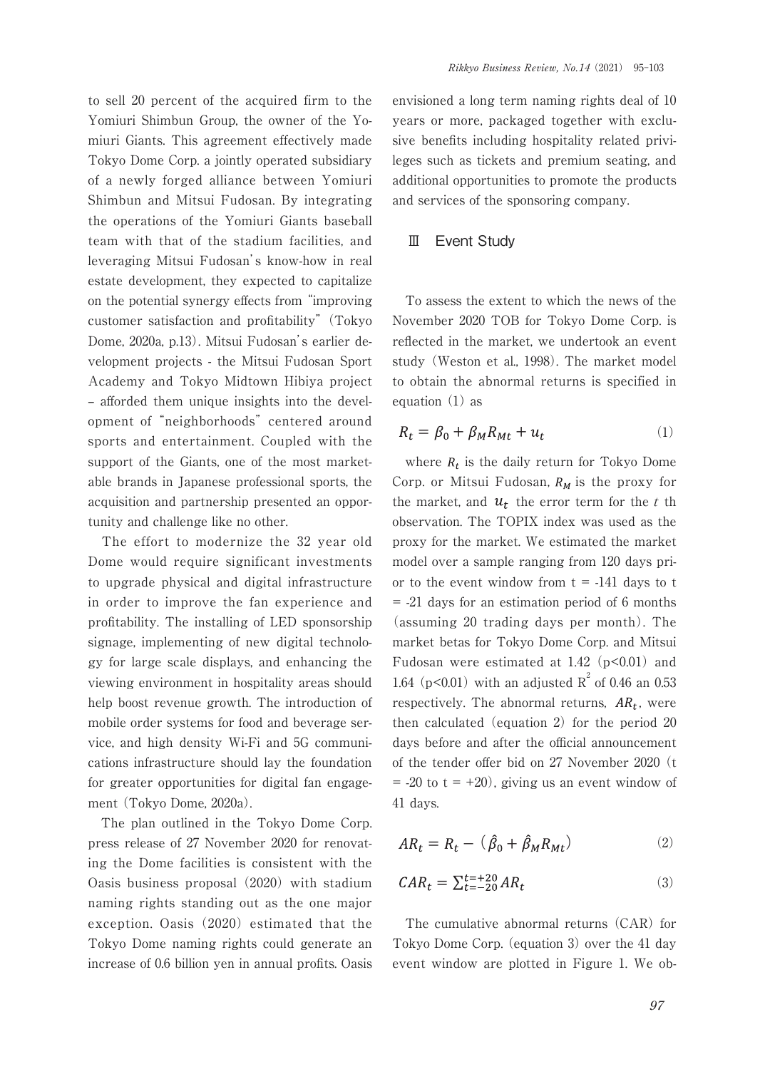to sell 20 percent of the acquired firm to the Yomiuri Shimbun Group, the owner of the Yomiuri Giants. This agreement effectively made Tokyo Dome Corp. a jointly operated subsidiary of a newly forged alliance between Yomiuri Shimbun and Mitsui Fudosan. By integrating the operations of the Yomiuri Giants baseball team with that of the stadium facilities, and leveraging Mitsui Fudosan's know-how in real estate development, they expected to capitalize on the potential synergy effects from "improving customer satisfaction and profitability" (Tokyo Dome, 2020a, p.13). Mitsui Fudosan's earlier development projects - the Mitsui Fudosan Sport Academy and Tokyo Midtown Hibiya project – afforded them unique insights into the development of "neighborhoods" centered around sports and entertainment. Coupled with the support of the Giants, one of the most marketable brands in Japanese professional sports, the acquisition and partnership presented an opportunity and challenge like no other.

The effort to modernize the 32 year old Dome would require significant investments to upgrade physical and digital infrastructure in order to improve the fan experience and profitability. The installing of LED sponsorship signage, implementing of new digital technology for large scale displays, and enhancing the viewing environment in hospitality areas should help boost revenue growth. The introduction of mobile order systems for food and beverage service, and high density Wi-Fi and 5G communications infrastructure should lay the foundation for greater opportunities for digital fan engagement (Tokyo Dome, 2020a).

The plan outlined in the Tokyo Dome Corp. press release of 27 November 2020 for renovating the Dome facilities is consistent with the Oasis business proposal (2020) with stadium naming rights standing out as the one major exception. Oasis (2020) estimated that the Tokyo Dome naming rights could generate an increase of 0.6 billion yen in annual profits. Oasis envisioned a long term naming rights deal of 10 years or more, packaged together with exclusive benefits including hospitality related privileges such as tickets and premium seating, and additional opportunities to promote the products and services of the sponsoring company.

## Ⅲ Event Study

To assess the extent to which the news of the November 2020 TOB for Tokyo Dome Corp. is reflected in the market, we undertook an event study (Weston et al., 1998). The market model to obtain the abnormal returns is specified in equation (1) as

$$R_t = \beta_0 + \beta_M R_{Mt} + u_t \tag{1}$$

where $R_t$ is the daily return for Tokyo Dome Corp. or Mitsui Fudosan, $R_M$ is the proxy for the market, and $u_t$ the error term for the $t$ th observation. The TOPIX index was used as the proxy for the market. We estimated the market model over a sample ranging from 120 days prior to the event window from t = -141 days to t = -21 days for an estimation period of 6 months (assuming 20 trading days per month). The market betas for Tokyo Dome Corp. and Mitsui Fudosan were estimated at 1.42 ($p<0.01$) and 1.64 ($p<0.01$) with an adjusted $R^2$ of 0.46 an 0.53 respectively. The abnormal returns, $AR_t$, were then calculated (equation 2) for the period 20 days before and after the official announcement of the tender offer bid on 27 November 2020 (t = -20 to t = +20), giving us an event window of 41 days.

$$AR_t = R_t - (\hat{\beta}_0 + \hat{\beta}_M R_{Mt}) \tag{2}$$

$$CAR_t = \sum_{t=-20}^{t=+20} AR_t \tag{3}$$

The cumulative abnormal returns (CAR) for Tokyo Dome Corp. (equation 3) over the 41 day event window are plotted in Figure 1. We ob-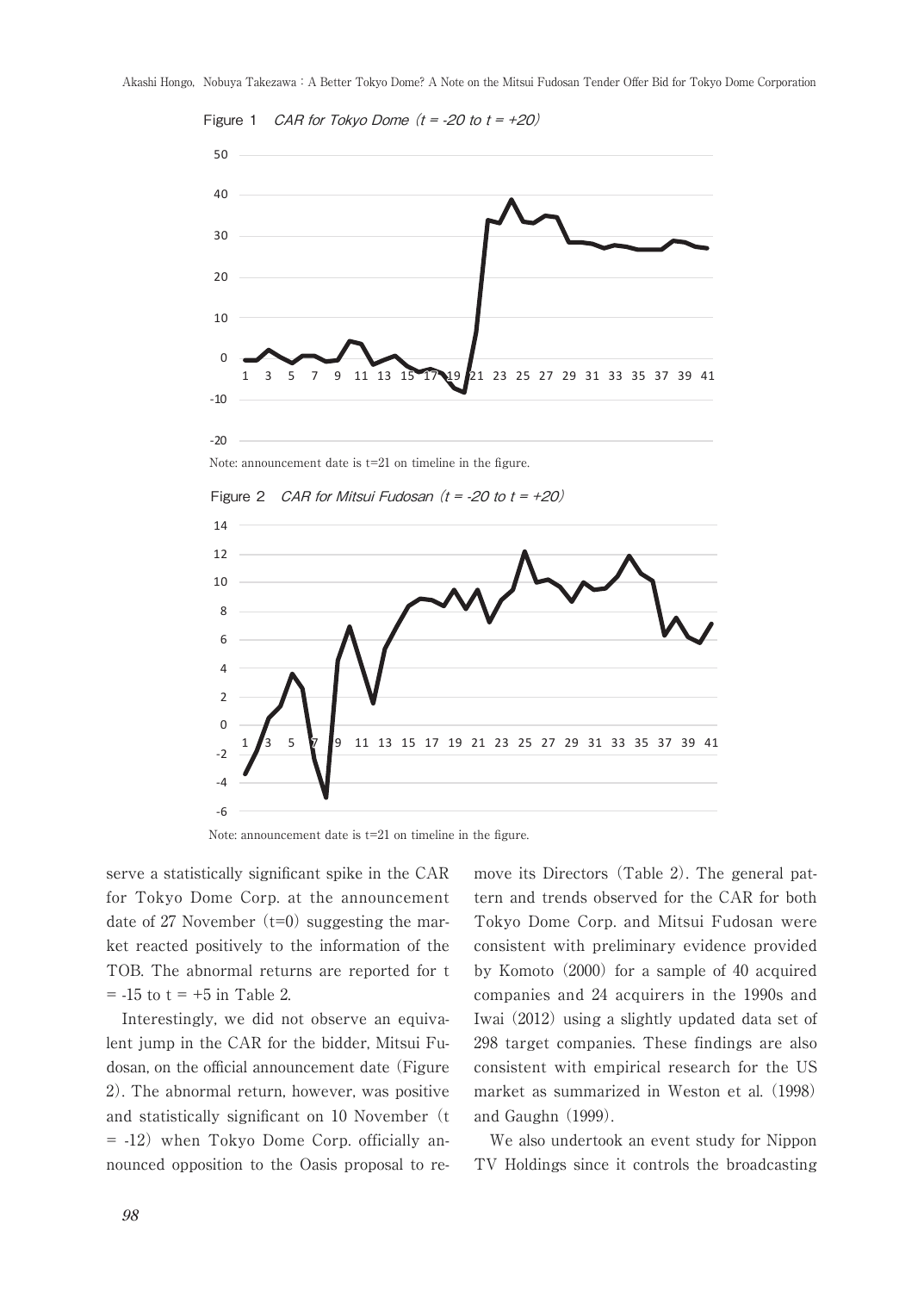Figure 1 CAR for Tokyo Dome (t = -20 to t = +20)

Note: announcement date is t=21 on timeline in the figure.

Figure 2 CAR for Mitsui Fudosan (t = -20 to t = +20)

Note: announcement date is t=21 on timeline in the figure.

serve a statistically significant spike in the CAR for Tokyo Dome Corp. at the announcement date of 27 November (t=0) suggesting the market reacted positively to the information of the TOB. The abnormal returns are reported for t = -15 to t = +5 in Table 2.

Interestingly, we did not observe an equivalent jump in the CAR for the bidder, Mitsui Fudosan, on the official announcement date (Figure 2). The abnormal return, however, was positive and statistically significant on 10 November (t = -12) when Tokyo Dome Corp. officially announced opposition to the Oasis proposal to remove its Directors (Table 2). The general pattern and trends observed for the CAR for both Tokyo Dome Corp. and Mitsui Fudosan were consistent with preliminary evidence provided by Komoto (2000) for a sample of 40 acquired companies and 24 acquirers in the 1990s and Iwai (2012) using a slightly updated data set of 298 target companies. These findings are also consistent with empirical research for the US market as summarized in Weston et al. (1998) and Gaughn (1999).

We also undertook an event study for Nippon TV Holdings since it controls the broadcasting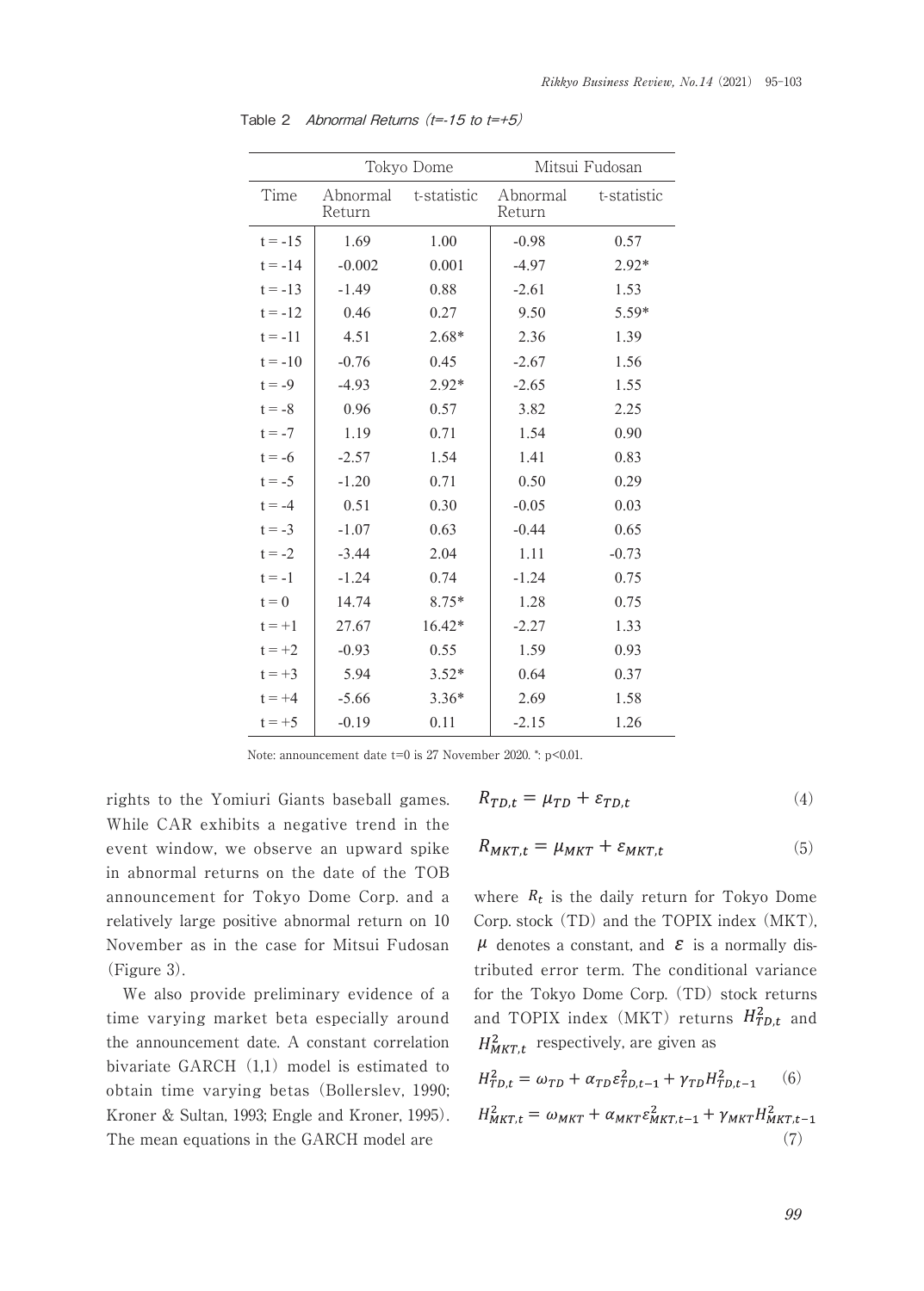Table 2 *Abnormal Returns (t=-15 to t=+5)*

| | Tokyo Dome | | Mitsui Fudosan | |
|---|---|---|---|---|
| Time | Abnormal Return | t-statistic | Abnormal Return | t-statistic |
| t = -15 | 1.69 | 1.00 | -0.98 | 0.57 |
| t = -14 | -0.002 | 0.001 | -4.97 | 2.92* |
| t = -13 | -1.49 | 0.88 | -2.61 | 1.53 |
| t = -12 | 0.46 | 0.27 | 9.50 | 5.59* |
| t = -11 | 4.51 | 2.68* | 2.36 | 1.39 |
| t = -10 | -0.76 | 0.45 | -2.67 | 1.56 |
| t = -9 | -4.93 | 2.92* | -2.65 | 1.55 |
| t = -8 | 0.96 | 0.57 | 3.82 | 2.25 |
| t = -7 | 1.19 | 0.71 | 1.54 | 0.90 |
| t = -6 | -2.57 | 1.54 | 1.41 | 0.83 |
| t = -5 | -1.20 | 0.71 | 0.50 | 0.29 |
| t = -4 | 0.51 | 0.30 | -0.05 | 0.03 |
| t = -3 | -1.07 | 0.63 | -0.44 | 0.65 |
| t = -2 | -3.44 | 2.04 | 1.11 | -0.73 |
| t = -1 | -1.24 | 0.74 | -1.24 | 0.75 |
| t = 0 | 14.74 | 8.75* | 1.28 | 0.75 |
| t = +1 | 27.67 | 16.42* | -2.27 | 1.33 |
| t = +2 | -0.93 | 0.55 | 1.59 | 0.93 |
| t = +3 | 5.94 | 3.52* | 0.64 | 0.37 |
| t = +4 | -5.66 | 3.36* | 2.69 | 1.58 |
| t = +5 | -0.19 | 0.11 | -2.15 | 1.26 |

Note: announcement date t=0 is 27 November 2020. *: p<0.01.

rights to the Yomiuri Giants baseball games. While CAR exhibits a negative trend in the event window, we observe an upward spike in abnormal returns on the date of the TOB announcement for Tokyo Dome Corp. and a relatively large positive abnormal return on 10 November as in the case for Mitsui Fudosan (Figure 3).

We also provide preliminary evidence of a time varying market beta especially around the announcement date. A constant correlation bivariate GARCH (1,1) model is estimated to obtain time varying betas (Bollerslev, 1990; Kroner & Sultan, 1993; Engle and Kroner, 1995). The mean equations in the GARCH model are

$$R_{TD,t} = \mu_{TD} + \varepsilon_{TD,t} \tag{4}$$

$$R_{MKT,t} = \mu_{MKT} + \varepsilon_{MKT,t} \tag{5}$$

where $R_t$ is the daily return for Tokyo Dome Corp. stock (TD) and the TOPIX index (MKT), $\mu$ denotes a constant, and $\varepsilon$ is a normally distributed error term. The conditional variance for the Tokyo Dome Corp. (TD) stock returns and TOPIX index (MKT) returns $H^2_{TD,t}$ and $H^2_{MKT,t}$ respectively, are given as

$$H^2_{TD,t} = \omega_{TD} + \alpha_{TD}\varepsilon^2_{TD,t-1} + \gamma_{TD}H^2_{TD,t-1} \tag{6}$$

$$H^2_{MKT,t} = \omega_{MKT} + \alpha_{MKT}\varepsilon^2_{MKT,t-1} + \gamma_{MKT}H^2_{MKT,t-1} \tag{7}$$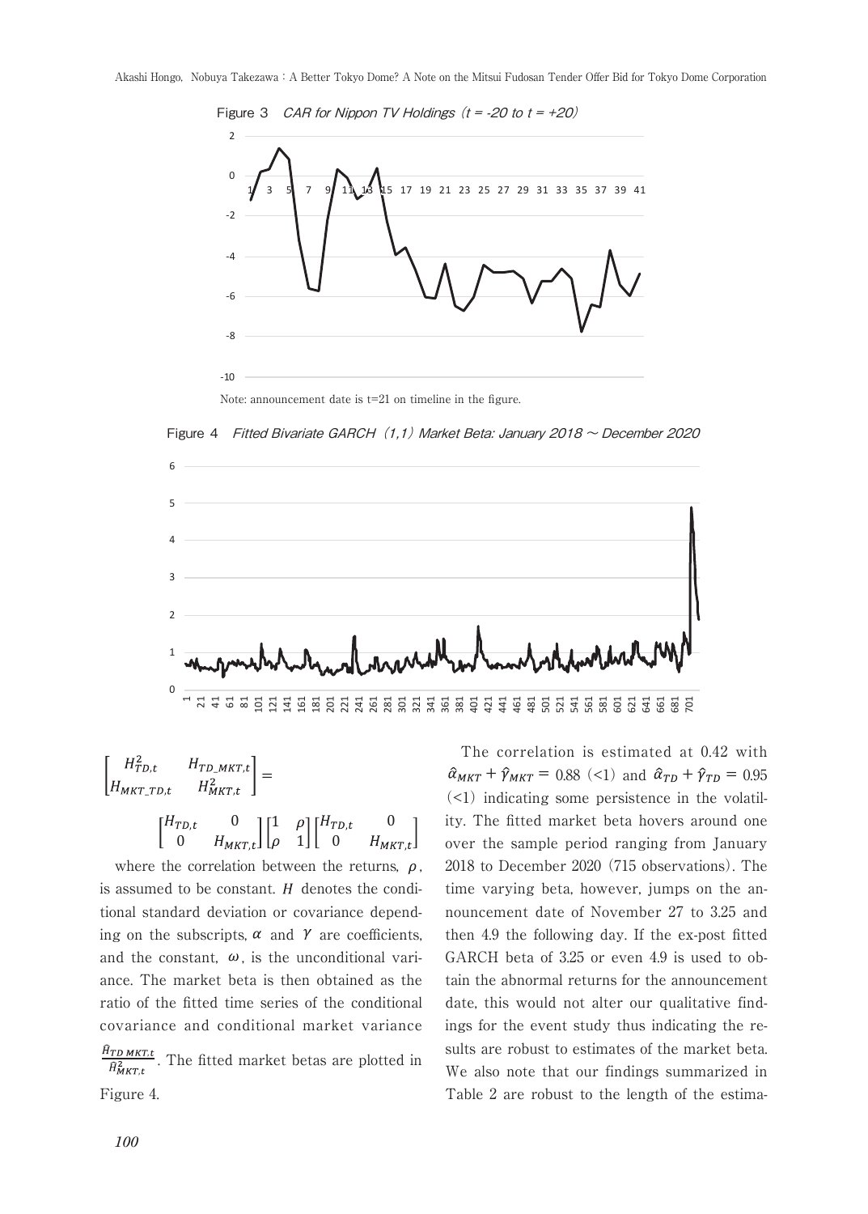Figure 3　*CAR for Nippon TV Holdings* (*t = -20 to t = +20*)

Note: announcement date is t=21 on timeline in the figure.

Figure 4　*Fitted Bivariate GARCH (1,1) Market Beta: January 2018 ～ December 2020*

$$\begin{bmatrix} H_{TD,t}^2 & H_{TD\_MKT,t} \\ H_{MKT\_TD,t} & H_{MKT,t}^2 \end{bmatrix} = \begin{bmatrix} H_{TD,t} & 0 \\ 0 & H_{MKT,t} \end{bmatrix} \begin{bmatrix} 1 & \rho \\ \rho & 1 \end{bmatrix} \begin{bmatrix} H_{TD,t} & 0 \\ 0 & H_{MKT,t} \end{bmatrix}$$

where the correlation between the returns, $\rho$, is assumed to be constant. $H$ denotes the conditional standard deviation or covariance depending on the subscripts, $\alpha$ and $\gamma$ are coefficients, and the constant, $\omega$, is the unconditional variance. The market beta is then obtained as the ratio of the fitted time series of the conditional covariance and conditional market variance $\frac{\hat{H}_{TD\,MKT,t}}{\hat{H}_{MKT,t}^2}$. The fitted market betas are plotted in Figure 4.

The correlation is estimated at 0.42 with $\hat{\alpha}_{MKT} + \hat{\gamma}_{MKT} = 0.88$ (<1) and $\hat{\alpha}_{TD} + \hat{\gamma}_{TD} = 0.95$ (<1) indicating some persistence in the volatility. The fitted market beta hovers around one over the sample period ranging from January 2018 to December 2020 (715 observations). The time varying beta, however, jumps on the announcement date of November 27 to 3.25 and then 4.9 the following day. If the ex-post fitted GARCH beta of 3.25 or even 4.9 is used to obtain the abnormal returns for the announcement date, this would not alter our qualitative findings for the event study thus indicating the results are robust to estimates of the market beta. We also note that our findings summarized in Table 2 are robust to the length of the estima-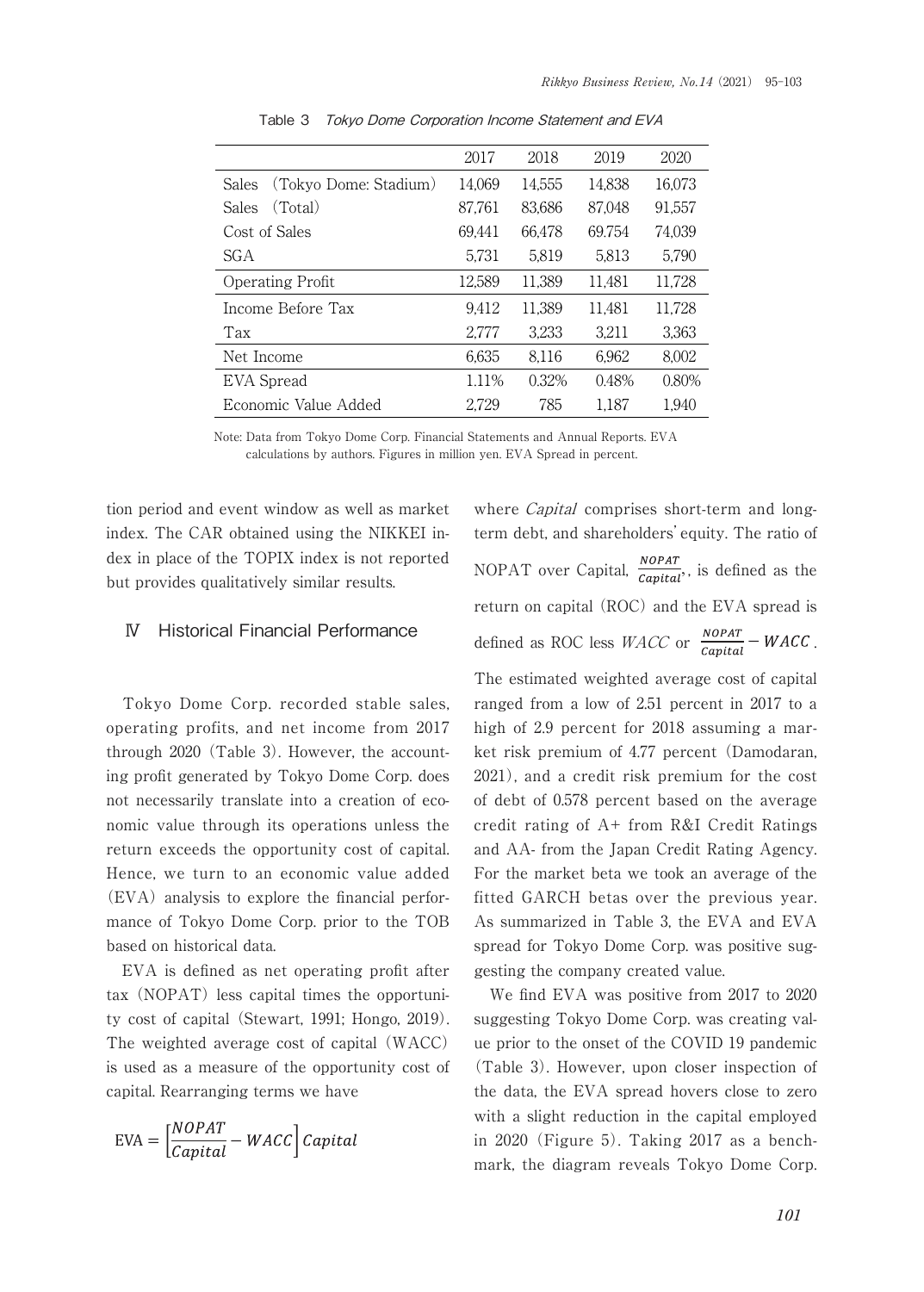Table 3 *Tokyo Dome Corporation Income Statement and EVA*

| | 2017 | 2018 | 2019 | 2020 |
|---|---|---|---|---|
| Sales (Tokyo Dome: Stadium) | 14,069 | 14,555 | 14,838 | 16,073 |
| Sales (Total) | 87,761 | 83,686 | 87,048 | 91,557 |
| Cost of Sales | 69,441 | 66,478 | 69.754 | 74,039 |
| SGA | 5,731 | 5,819 | 5,813 | 5,790 |
| Operating Profit | 12,589 | 11,389 | 11,481 | 11,728 |
| Income Before Tax | 9,412 | 11,389 | 11,481 | 11,728 |
| Tax | 2,777 | 3,233 | 3,211 | 3,363 |
| Net Income | 6,635 | 8,116 | 6,962 | 8,002 |
| EVA Spread | 1.11% | 0.32% | 0.48% | 0.80% |
| Economic Value Added | 2,729 | 785 | 1,187 | 1,940 |

Note: Data from Tokyo Dome Corp. Financial Statements and Annual Reports. EVA calculations by authors. Figures in million yen. EVA Spread in percent.

tion period and event window as well as market index. The CAR obtained using the NIKKEI index in place of the TOPIX index is not reported but provides qualitatively similar results.

## Ⅳ Historical Financial Performance

Tokyo Dome Corp. recorded stable sales, operating profits, and net income from 2017 through 2020 (Table 3). However, the accounting profit generated by Tokyo Dome Corp. does not necessarily translate into a creation of economic value through its operations unless the return exceeds the opportunity cost of capital. Hence, we turn to an economic value added (EVA) analysis to explore the financial performance of Tokyo Dome Corp. prior to the TOB based on historical data.

EVA is defined as net operating profit after tax (NOPAT) less capital times the opportunity cost of capital (Stewart, 1991; Hongo, 2019). The weighted average cost of capital (WACC) is used as a measure of the opportunity cost of capital. Rearranging terms we have

$$\text{EVA} = \left[\frac{NOPAT}{Capital} - WACC\right] Capital$$

where *Capital* comprises short-term and long-term debt, and shareholders' equity. The ratio of NOPAT over Capital, $\frac{NOPAT}{Capital}$, is defined as the return on capital (ROC) and the EVA spread is defined as ROC less *WACC* or $\frac{NOPAT}{Capital} - WACC$.

The estimated weighted average cost of capital ranged from a low of 2.51 percent in 2017 to a high of 2.9 percent for 2018 assuming a market risk premium of 4.77 percent (Damodaran, 2021), and a credit risk premium for the cost of debt of 0.578 percent based on the average credit rating of A+ from R&I Credit Ratings and AA- from the Japan Credit Rating Agency. For the market beta we took an average of the fitted GARCH betas over the previous year. As summarized in Table 3, the EVA and EVA spread for Tokyo Dome Corp. was positive suggesting the company created value.

We find EVA was positive from 2017 to 2020 suggesting Tokyo Dome Corp. was creating value prior to the onset of the COVID 19 pandemic (Table 3). However, upon closer inspection of the data, the EVA spread hovers close to zero with a slight reduction in the capital employed in 2020 (Figure 5). Taking 2017 as a benchmark, the diagram reveals Tokyo Dome Corp.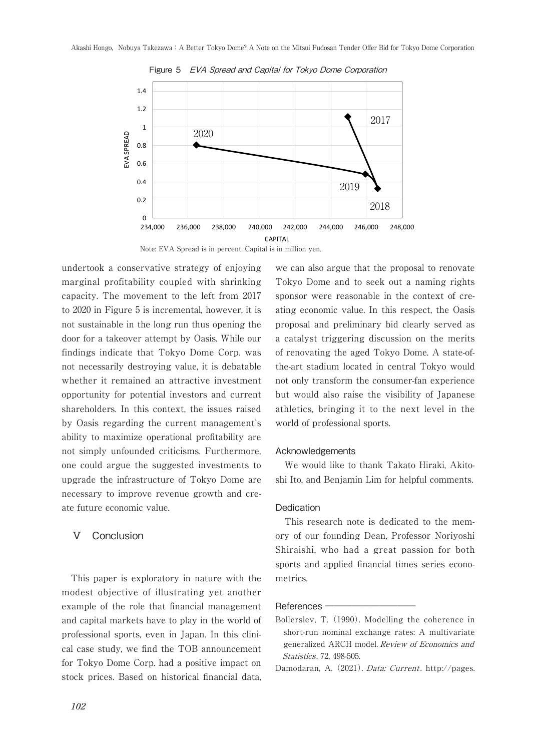Figure 5 *EVA Spread and Capital for Tokyo Dome Corporation*

Note: EVA Spread is in percent. Capital is in million yen.

undertook a conservative strategy of enjoying marginal profitability coupled with shrinking capacity. The movement to the left from 2017 to 2020 in Figure 5 is incremental, however, it is not sustainable in the long run thus opening the door for a takeover attempt by Oasis. While our findings indicate that Tokyo Dome Corp. was not necessarily destroying value, it is debatable whether it remained an attractive investment opportunity for potential investors and current shareholders. In this context, the issues raised by Oasis regarding the current management's ability to maximize operational profitability are not simply unfounded criticisms. Furthermore, one could argue the suggested investments to upgrade the infrastructure of Tokyo Dome are necessary to improve revenue growth and create future economic value.

## V Conclusion

This paper is exploratory in nature with the modest objective of illustrating yet another example of the role that financial management and capital markets have to play in the world of professional sports, even in Japan. In this clinical case study, we find the TOB announcement for Tokyo Dome Corp. had a positive impact on stock prices. Based on historical financial data, we can also argue that the proposal to renovate Tokyo Dome and to seek out a naming rights sponsor were reasonable in the context of creating economic value. In this respect, the Oasis proposal and preliminary bid clearly served as a catalyst triggering discussion on the merits of renovating the aged Tokyo Dome. A state-of-the-art stadium located in central Tokyo would not only transform the consumer-fan experience but would also raise the visibility of Japanese athletics, bringing it to the next level in the world of professional sports.

### Acknowledgements

We would like to thank Takato Hiraki, Akitoshi Ito, and Benjamin Lim for helpful comments.

### Dedication

This research note is dedicated to the memory of our founding Dean, Professor Noriyoshi Shiraishi, who had a great passion for both sports and applied financial times series econometrics.

### References

Bollerslev, T. (1990). Modelling the coherence in short-run nominal exchange rates: A multivariate generalized ARCH model. *Review of Economics and Statistics*, 72, 498-505.

Damodaran, A. (2021). *Data: Current*. http://pages.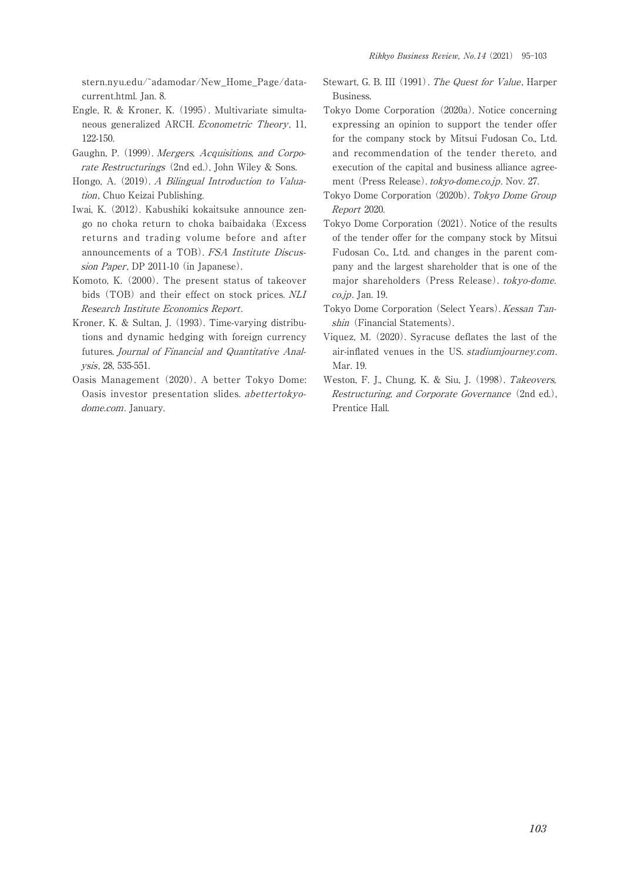stern.nyu.edu/~adamodar/New_Home_Page/datacurrent.html. Jan. 8.

Engle, R. & Kroner, K. (1995). Multivariate simultaneous generalized ARCH. *Econometric Theory*, 11, 122-150.

Gaughn, P. (1999). *Mergers, Acquisitions, and Corporate Restructurings* (2nd ed.), John Wiley & Sons.

Hongo, A. (2019). *A Bilingual Introduction to Valuation*, Chuo Keizai Publishing.

Iwai, K. (2012). Kabushiki kokaitsuke announce zengo no choka return to choka baibaidaka (Excess returns and trading volume before and after announcements of a TOB). *FSA Institute Discussion Paper*, DP 2011-10 (in Japanese).

Komoto, K. (2000). The present status of takeover bids (TOB) and their effect on stock prices. *NLI Research Institute Economics Report*.

Kroner, K. & Sultan, J. (1993). Time-varying distributions and dynamic hedging with foreign currency futures. *Journal of Financial and Quantitative Analysis*, 28, 535-551.

Oasis Management (2020). A better Tokyo Dome: Oasis investor presentation slides. *abettertokyodome.com*. January.

Stewart, G. B. III (1991). *The Quest for Value*, Harper Business.

Tokyo Dome Corporation (2020a). Notice concerning expressing an opinion to support the tender offer for the company stock by Mitsui Fudosan Co., Ltd. and recommendation of the tender thereto, and execution of the capital and business alliance agreement (Press Release). *tokyo-dome.co.jp*. Nov. 27.

Tokyo Dome Corporation (2020b). *Tokyo Dome Group Report* 2020.

Tokyo Dome Corporation (2021). Notice of the results of the tender offer for the company stock by Mitsui Fudosan Co., Ltd. and changes in the parent company and the largest shareholder that is one of the major shareholders (Press Release). *tokyo-dome.co.jp*. Jan. 19.

Tokyo Dome Corporation (Select Years). *Kessan Tanshin* (Financial Statements).

Viquez, M. (2020). Syracuse deflates the last of the air-inflated venues in the US. *stadiumjourney.com*. Mar. 19.

Weston, F. J., Chung, K. & Siu, J. (1998). *Takeovers, Restructuring, and Corporate Governance* (2nd ed.), Prentice Hall.